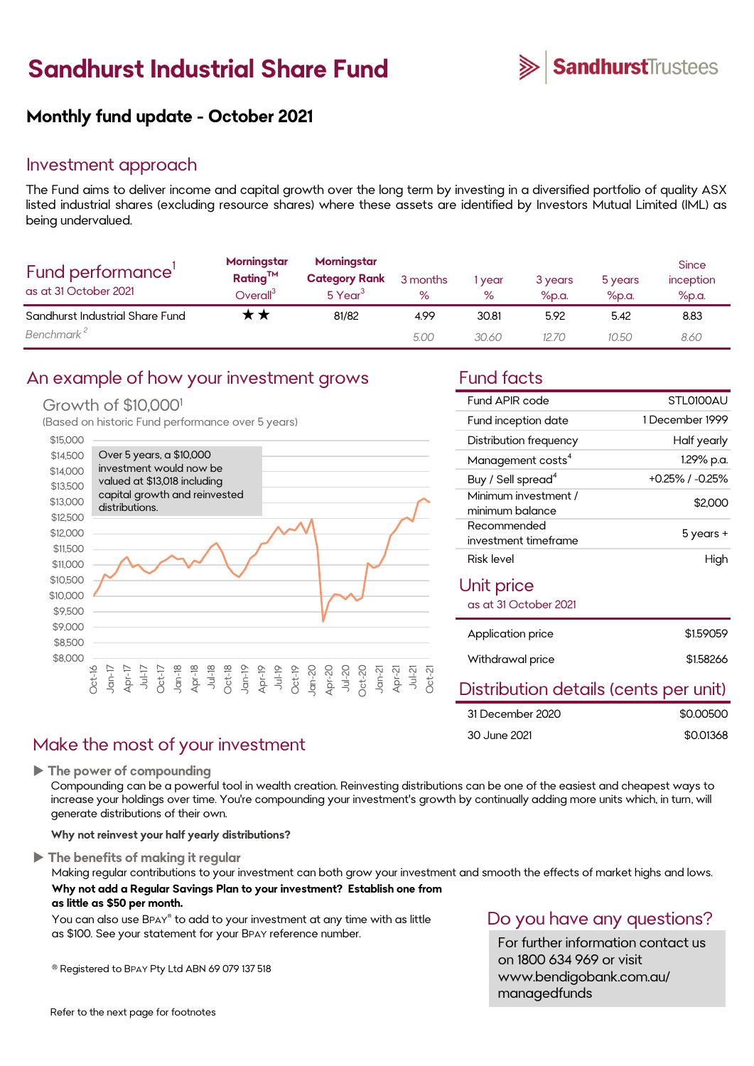# Sandhurst Industrial Share Fund

SandhurstTrustees

## Monthly fund update - October 2021

## Investment approach

The Fund aims to deliver income and capital growth over the long term by investing in a diversified portfolio of quality ASX listed industrial shares (excluding resource shares) where these assets are identified by Investors Mutual Limited (IML) as being undervalued.

| Fund performance[1] as at 31 October 2021 | Morningstar Rating™ Overall[3] | Morningstar Category Rank 5 Year[3] | 3 months % | 1 year % | 3 years %p.a. | 5 years %p.a. | Since inception %p.a. |
|---|---|---|---|---|---|---|---|
| Sandhurst Industrial Share Fund | ★★ | 81/82 | 4.99 | 30.81 | 5.92 | 5.42 | 8.83 |
| *Benchmark [2]* | | | *5.00* | *30.60* | *12.70* | *10.50* | *8.60* |

## An example of how your investment grows

### Growth of $10,000[1]

(Based on historic Fund performance over 5 years)

Over 5 years, a $10,000 investment would now be valued at $13,018 including capital growth and reinvested distributions.

## Fund facts

| | |
|---|---|
| Fund APIR code | STL0100AU |
| Fund inception date | 1 December 1999 |
| Distribution frequency | Half yearly |
| Management costs[4] | 1.29% p.a. |
| Buy / Sell spread[4] | +0.25% / -0.25% |
| Minimum investment / minimum balance | $2,000 |
| Recommended investment timeframe | 5 years + |
| Risk level | High |

## Unit price

as at 31 October 2021

| | |
|---|---|
| Application price | $1.59059 |
| Withdrawal price | $1.58266 |

## Distribution details (cents per unit)

| | |
|---|---|
| 31 December 2020 | $0.00500 |
| 30 June 2021 | $0.01368 |

## Make the most of your investment

▶ **The power of compounding**

Compounding can be a powerful tool in wealth creation. Reinvesting distributions can be one of the easiest and cheapest ways to increase your holdings over time. You're compounding your investment's growth by continually adding more units which, in turn, will generate distributions of their own.

**Why not reinvest your half yearly distributions?**

▶ **The benefits of making it regular**

Making regular contributions to your investment can both grow your investment and smooth the effects of market highs and lows.

**Why not add a Regular Savings Plan to your investment? Establish one from as little as $50 per month.**

You can also use BPAY® to add to your investment at any time with as little as $100. See your statement for your BPAY reference number.

® Registered to BPAY Pty Ltd ABN 69 079 137 518

Refer to the next page for footnotes

## Do you have any questions?

For further information contact us on 1800 634 969 or visit www.bendigobank.com.au/managedfunds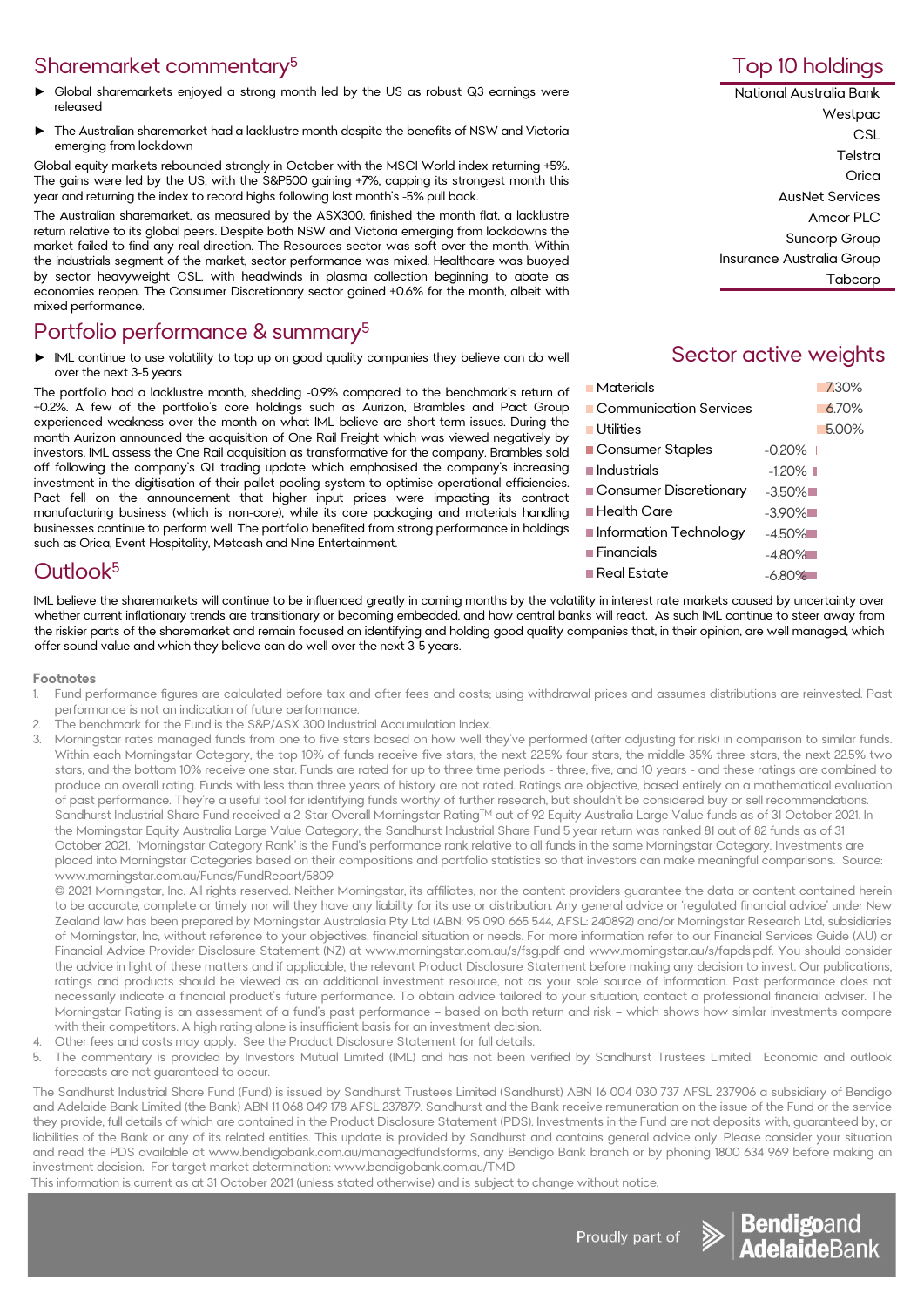## Sharemarket commentary[5]

- Global sharemarkets enjoyed a strong month led by the US as robust Q3 earnings were released
- The Australian sharemarket had a lacklustre month despite the benefits of NSW and Victoria emerging from lockdown

Global equity markets rebounded strongly in October with the MSCI World index returning +5%. The gains were led by the US, with the S&P500 gaining +7%, capping its strongest month this year and returning the index to record highs following last month's -5% pull back.

The Australian sharemarket, as measured by the ASX300, finished the month flat, a lacklustre return relative to its global peers. Despite both NSW and Victoria emerging from lockdowns the market failed to find any real direction. The Resources sector was soft over the month. Within the industrials segment of the market, sector performance was mixed. Healthcare was buoyed by sector heavyweight CSL, with headwinds in plasma collection beginning to abate as economies reopen. The Consumer Discretionary sector gained +0.6% for the month, albeit with mixed performance.

## Portfolio performance & summary[5]

- IML continue to use volatility to top up on good quality companies they believe can do well over the next 3-5 years

The portfolio had a lacklustre month, shedding -0.9% compared to the benchmark's return of +0.2%. A few of the portfolio's core holdings such as Aurizon, Brambles and Pact Group experienced weakness over the month on what IML believe are short-term issues. During the month Aurizon announced the acquisition of One Rail Freight which was viewed negatively by investors. IML assess the One Rail acquisition as transformative for the company. Brambles sold off following the company's Q1 trading update which emphasised the company's increasing investment in the digitisation of their pallet pooling system to optimise operational efficiencies. Pact fell on the announcement that higher input prices were impacting its contract manufacturing business (which is non-core), while its core packaging and materials handling businesses continue to perform well. The portfolio benefited from strong performance in holdings such as Orica, Event Hospitality, Metcash and Nine Entertainment.

## Outlook[5]

IML believe the sharemarkets will continue to be influenced greatly in coming months by the volatility in interest rate markets caused by uncertainty over whether current inflationary trends are transitionary or becoming embedded, and how central banks will react. As such IML continue to steer away from the riskier parts of the sharemarket and remain focused on identifying and holding good quality companies that, in their opinion, are well managed, which offer sound value and which they believe can do well over the next 3-5 years.

## Top 10 holdings

National Australia Bank
Westpac
CSL
Telstra
Orica
AusNet Services
Amcor PLC
Suncorp Group
Insurance Australia Group
Tabcorp

## Sector active weights

Materials 7.30%
Communication Services 6.70%
Utilities 5.00%
Consumer Staples -0.20%
Industrials -1.20%
Consumer Discretionary -3.50%
Health Care -3.90%
Information Technology -4.50%
Financials -4.80%
Real Estate -6.80%

### Footnotes

1. Fund performance figures are calculated before tax and after fees and costs; using withdrawal prices and assumes distributions are reinvested. Past performance is not an indication of future performance.
2. The benchmark for the Fund is the S&P/ASX 300 Industrial Accumulation Index.
3. Morningstar rates managed funds from one to five stars based on how well they've performed (after adjusting for risk) in comparison to similar funds. Within each Morningstar Category, the top 10% of funds receive five stars, the next 22.5% four stars, the middle 35% three stars, the next 22.5% two stars, and the bottom 10% receive one star. Funds are rated for up to three time periods - three, five, and 10 years - and these ratings are combined to produce an overall rating. Funds with less than three years of history are not rated. Ratings are objective, based entirely on a mathematical evaluation of past performance. They're a useful tool for identifying funds worthy of further research, but shouldn't be considered buy or sell recommendations. Sandhurst Industrial Share Fund received a 2-Star Overall Morningstar Rating™ out of 92 Equity Australia Large Value funds as of 31 October 2021. In the Morningstar Equity Australia Large Value Category, the Sandhurst Industrial Share Fund 5 year return was ranked 81 out of 82 funds as of 31 October 2021. 'Morningstar Category Rank' is the Fund's performance rank relative to all funds in the same Morningstar Category. Investments are placed into Morningstar Categories based on their compositions and portfolio statistics so that investors can make meaningful comparisons. Source: www.morningstar.com.au/Funds/FundReport/5809
   © 2021 Morningstar, Inc. All rights reserved. Neither Morningstar, its affiliates, nor the content providers guarantee the data or content contained herein to be accurate, complete or timely nor will they have any liability for its use or distribution. Any general advice or 'regulated financial advice' under New Zealand law has been prepared by Morningstar Australasia Pty Ltd (ABN: 95 090 665 544, AFSL: 240892) and/or Morningstar Research Ltd, subsidiaries of Morningstar, Inc, without reference to your objectives, financial situation or needs. For more information refer to our Financial Services Guide (AU) or Financial Advice Provider Disclosure Statement (NZ) at www.morningstar.com.au/s/fsg.pdf and www.morningstar.au/s/fapds.pdf. You should consider the advice in light of these matters and if applicable, the relevant Product Disclosure Statement before making any decision to invest. Our publications, ratings and products should be viewed as an additional investment resource, not as your sole source of information. Past performance does not necessarily indicate a financial product's future performance. To obtain advice tailored to your situation, contact a professional financial adviser. The Morningstar Rating is an assessment of a fund's past performance – based on both return and risk – which shows how similar investments compare with their competitors. A high rating alone is insufficient basis for an investment decision.
4. Other fees and costs may apply. See the Product Disclosure Statement for full details.
5. The commentary is provided by Investors Mutual Limited (IML) and has not been verified by Sandhurst Trustees Limited. Economic and outlook forecasts are not guaranteed to occur.

The Sandhurst Industrial Share Fund (Fund) is issued by Sandhurst Trustees Limited (Sandhurst) ABN 16 004 030 737 AFSL 237906 a subsidiary of Bendigo and Adelaide Bank Limited (the Bank) ABN 11 068 049 178 AFSL 237879. Sandhurst and the Bank receive remuneration on the issue of the Fund or the service they provide, full details of which are contained in the Product Disclosure Statement (PDS). Investments in the Fund are not deposits with, guaranteed by, or liabilities of the Bank or any of its related entities. This update is provided by Sandhurst and contains general advice only. Please consider your situation and read the PDS available at www.bendigobank.com.au/managedfundsforms, any Bendigo Bank branch or by phoning 1800 634 969 before making an investment decision. For target market determination: www.bendigobank.com.au/TMD

This information is current as at 31 October 2021 (unless stated otherwise) and is subject to change without notice.

Proudly part of Bendigo and Adelaide Bank